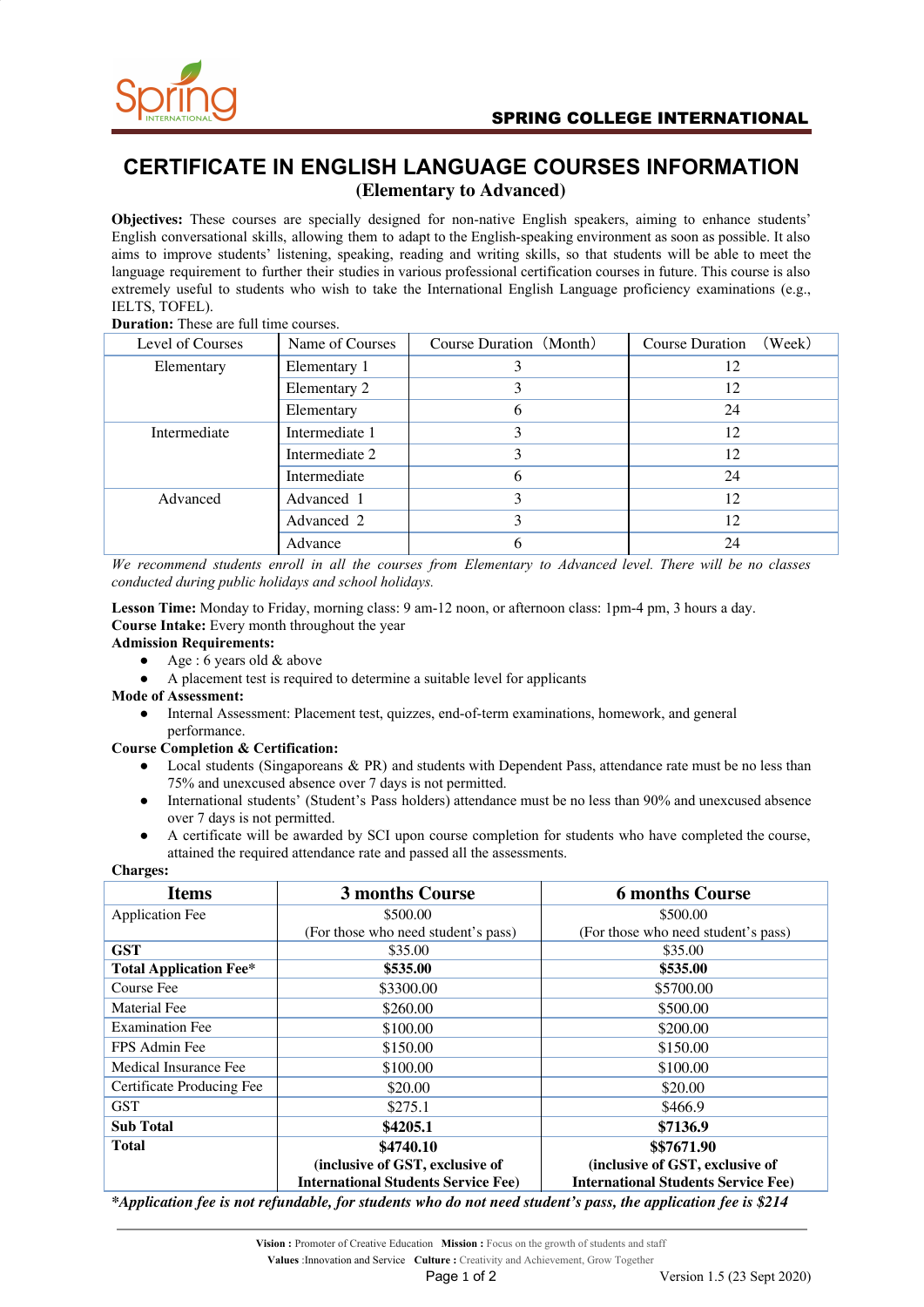**SPRING COLLEGE INTERNATIONAL**

# CERTIFICATE IN ENGLISH LANGUAGE COURSES INFORMATION

## (Elementary to Advanced)

**Objectives:** These courses are specially designed for non-native English speakers, aiming to enhance students' English conversational skills, allowing them to adapt to the English-speaking environment as soon as possible. It also aims to improve students' listening, speaking, reading and writing skills, so that students will be able to meet the language requirement to further their studies in various professional certification courses in future. This course is also extremely useful to students who wish to take the International English Language proficiency examinations (e.g., IELTS, TOFEL).

**Duration:** These are full time courses.

| Level of Courses | Name of Courses | Course Duration（Month） | Course Duration （Week） |
|---|---|---|---|
| Elementary | Elementary 1 | 3 | 12 |
| | Elementary 2 | 3 | 12 |
| | Elementary | 6 | 24 |
| Intermediate | Intermediate 1 | 3 | 12 |
| | Intermediate 2 | 3 | 12 |
| | Intermediate | 6 | 24 |
| Advanced | Advanced 1 | 3 | 12 |
| | Advanced 2 | 3 | 12 |
| | Advance | 6 | 24 |

*We recommend students enroll in all the courses from Elementary to Advanced level. There will be no classes conducted during public holidays and school holidays.*

**Lesson Time:** Monday to Friday, morning class: 9 am-12 noon, or afternoon class: 1pm-4 pm, 3 hours a day.

**Course Intake:** Every month throughout the year

**Admission Requirements:**

- Age : 6 years old & above
- A placement test is required to determine a suitable level for applicants

**Mode of Assessment:**

- Internal Assessment: Placement test, quizzes, end-of-term examinations, homework, and general performance.

**Course Completion & Certification:**

- Local students (Singaporeans & PR) and students with Dependent Pass, attendance rate must be no less than 75% and unexcused absence over 7 days is not permitted.
- International students' (Student's Pass holders) attendance must be no less than 90% and unexcused absence over 7 days is not permitted.
- A certificate will be awarded by SCI upon course completion for students who have completed the course, attained the required attendance rate and passed all the assessments.

**Charges:**

| Items | 3 months Course | 6 months Course |
|---|---|---|
| Application Fee | $500.00 (For those who need student's pass) | $500.00 (For those who need student's pass) |
| **GST** | $35.00 | $35.00 |
| **Total Application Fee*** | **$535.00** | **$535.00** |
| Course Fee | $3300.00 | $5700.00 |
| Material Fee | $260.00 | $500.00 |
| Examination Fee | $100.00 | $200.00 |
| FPS Admin Fee | $150.00 | $150.00 |
| Medical Insurance Fee | $100.00 | $100.00 |
| Certificate Producing Fee | $20.00 | $20.00 |
| GST | $275.1 | $466.9 |
| **Sub Total** | **$4205.1** | **$7136.9** |
| **Total** | **$4740.10 (inclusive of GST, exclusive of International Students Service Fee)** | **$$7671.90 (inclusive of GST, exclusive of International Students Service Fee)** |

***Application fee is not refundable, for students who do not need student's pass, the application fee is $214***

**Vision :** Promoter of Creative Education **Mission :** Focus on the growth of students and staff

**Values** :Innovation and Service **Culture :** Creativity and Achievement, Grow Together

Version 1.5 (23 Sept 2020)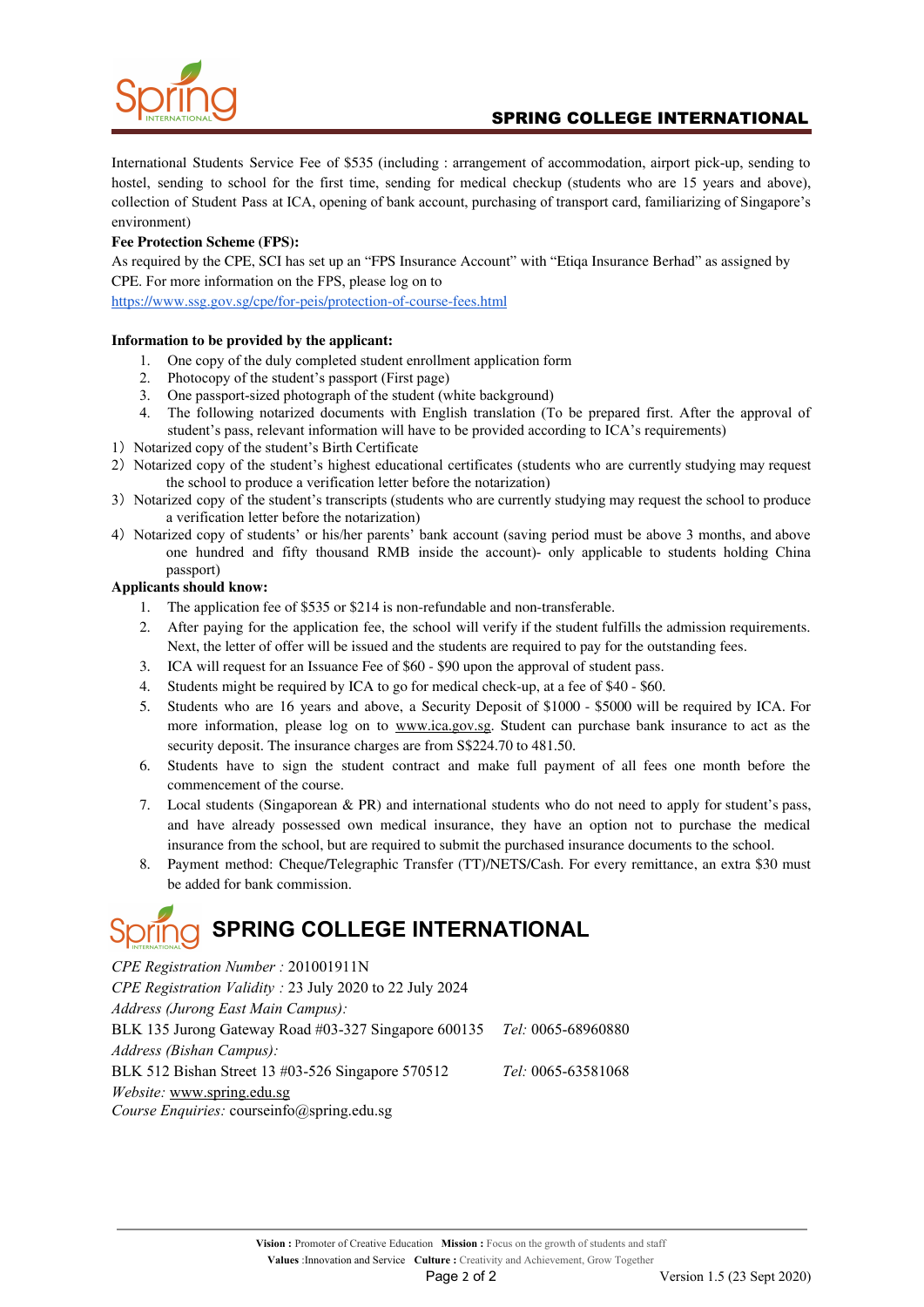International Students Service Fee of $535 (including : arrangement of accommodation, airport pick-up, sending to hostel, sending to school for the first time, sending for medical checkup (students who are 15 years and above), collection of Student Pass at ICA, opening of bank account, purchasing of transport card, familiarizing of Singapore's environment)

**Fee Protection Scheme (FPS):**

As required by the CPE, SCI has set up an "FPS Insurance Account" with "Etiqa Insurance Berhad" as assigned by CPE. For more information on the FPS, please log on to https://www.ssg.gov.sg/cpe/for-peis/protection-of-course-fees.html

**Information to be provided by the applicant:**

1. One copy of the duly completed student enrollment application form
2. Photocopy of the student's passport (First page)
3. One passport-sized photograph of the student (white background)
4. The following notarized documents with English translation (To be prepared first. After the approval of student's pass, relevant information will have to be provided according to ICA's requirements)

1）Notarized copy of the student's Birth Certificate

2）Notarized copy of the student's highest educational certificates (students who are currently studying may request the school to produce a verification letter before the notarization)

3）Notarized copy of the student's transcripts (students who are currently studying may request the school to produce a verification letter before the notarization)

4）Notarized copy of students' or his/her parents' bank account (saving period must be above 3 months, and above one hundred and fifty thousand RMB inside the account)- only applicable to students holding China passport)

**Applicants should know:**

1. The application fee of $535 or $214 is non-refundable and non-transferable.
2. After paying for the application fee, the school will verify if the student fulfills the admission requirements. Next, the letter of offer will be issued and the students are required to pay for the outstanding fees.
3. ICA will request for an Issuance Fee of $60 - $90 upon the approval of student pass.
4. Students might be required by ICA to go for medical check-up, at a fee of $40 - $60.
5. Students who are 16 years and above, a Security Deposit of $1000 - $5000 will be required by ICA. For more information, please log on to www.ica.gov.sg. Student can purchase bank insurance to act as the security deposit. The insurance charges are from S$224.70 to 481.50.
6. Students have to sign the student contract and make full payment of all fees one month before the commencement of the course.
7. Local students (Singaporean & PR) and international students who do not need to apply for student's pass, and have already possessed own medical insurance, they have an option not to purchase the medical insurance from the school, but are required to submit the purchased insurance documents to the school.
8. Payment method: Cheque/Telegraphic Transfer (TT)/NETS/Cash. For every remittance, an extra $30 must be added for bank commission.

## SPRING COLLEGE INTERNATIONAL

*CPE Registration Number :* 201001911N
*CPE Registration Validity :* 23 July 2020 to 22 July 2024
*Address (Jurong East Main Campus):*
BLK 135 Jurong Gateway Road #03-327 Singapore 600135 *Tel:* 0065-68960880
*Address (Bishan Campus):*
BLK 512 Bishan Street 13 #03-526 Singapore 570512 *Tel:* 0065-63581068
*Website:* www.spring.edu.sg
*Course Enquiries:* courseinfo@spring.edu.sg

**Vision :** Promoter of Creative Education **Mission :** Focus on the growth of students and staff
**Values** :Innovation and Service **Culture :** Creativity and Achievement, Grow Together

Version 1.5 (23 Sept 2020)